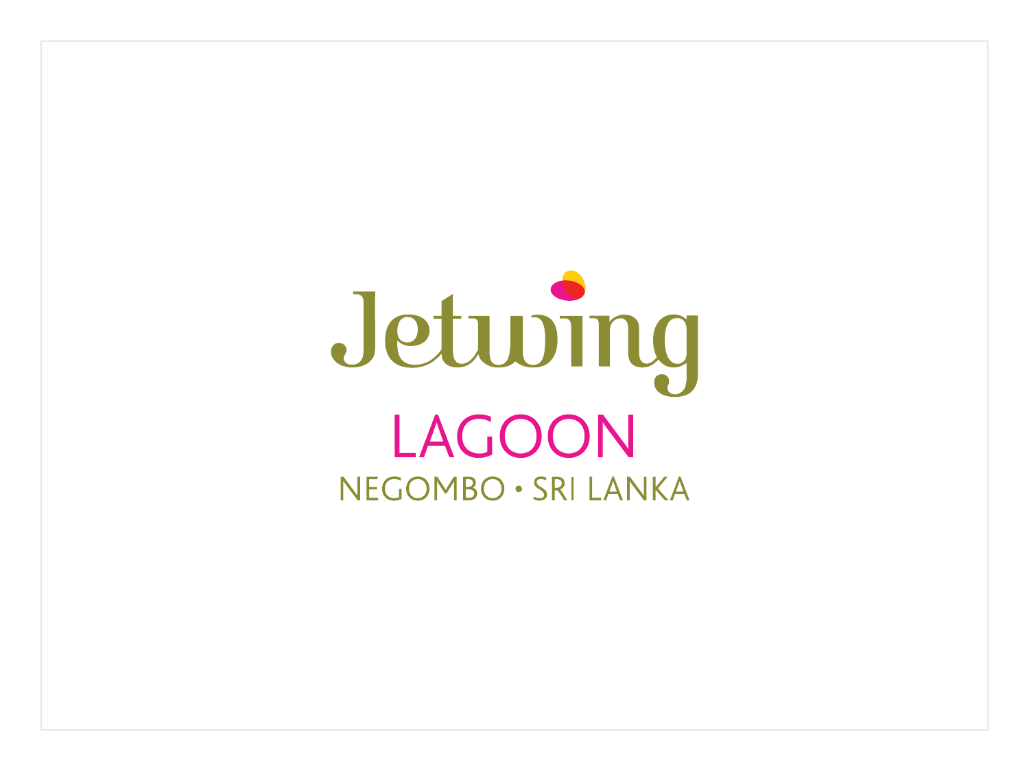# Jetwing

## LAGOON

NEGOMBO • SRI LANKA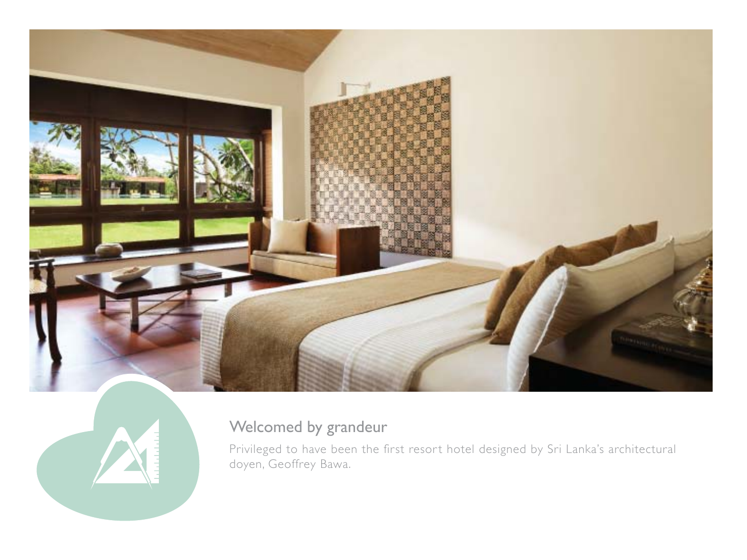## Welcomed by grandeur

Privileged to have been the first resort hotel designed by Sri Lanka's architectural doyen, Geoffrey Bawa.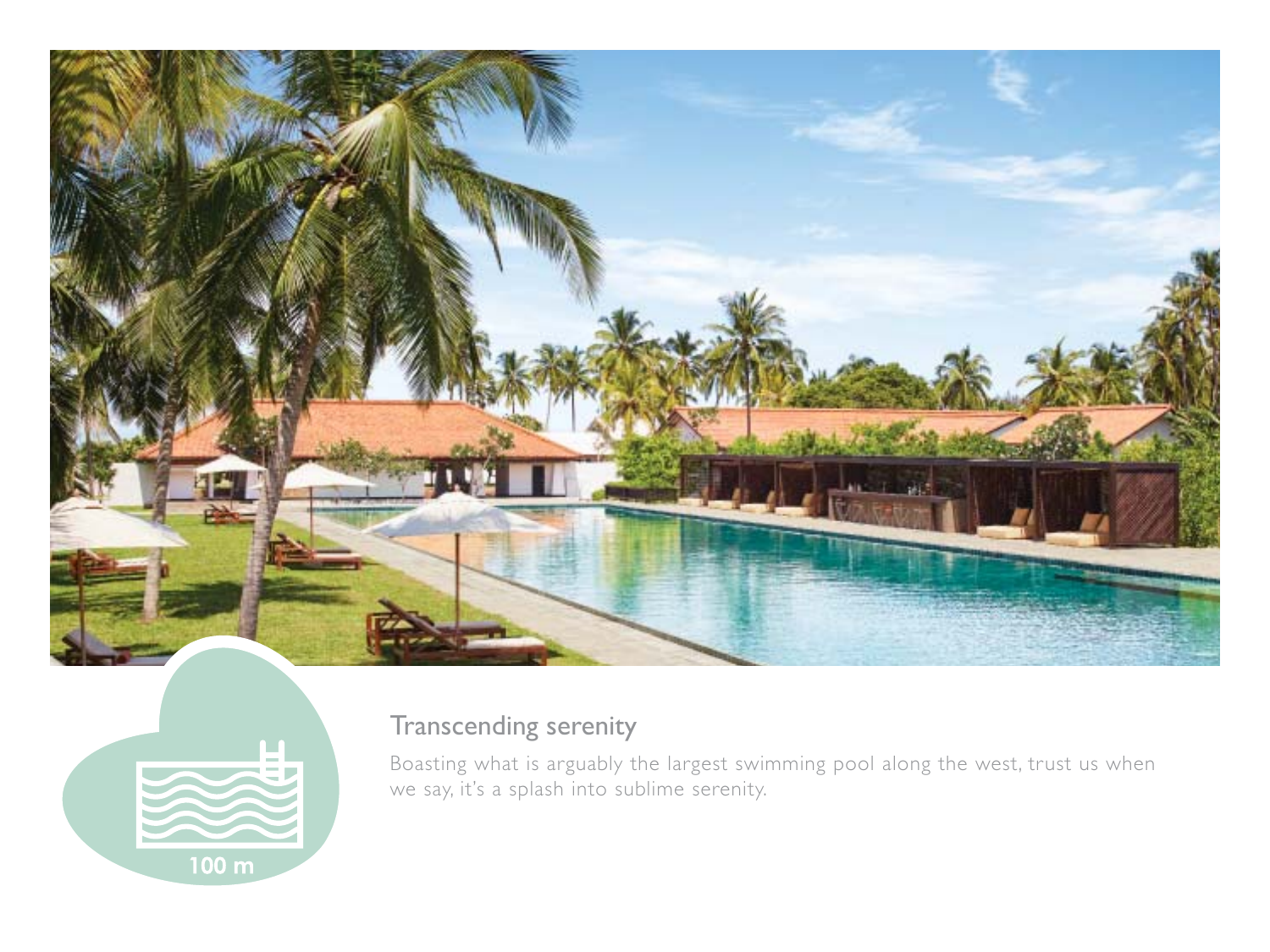100 m

## Transcending serenity

Boasting what is arguably the largest swimming pool along the west, trust us when we say, it's a splash into sublime serenity.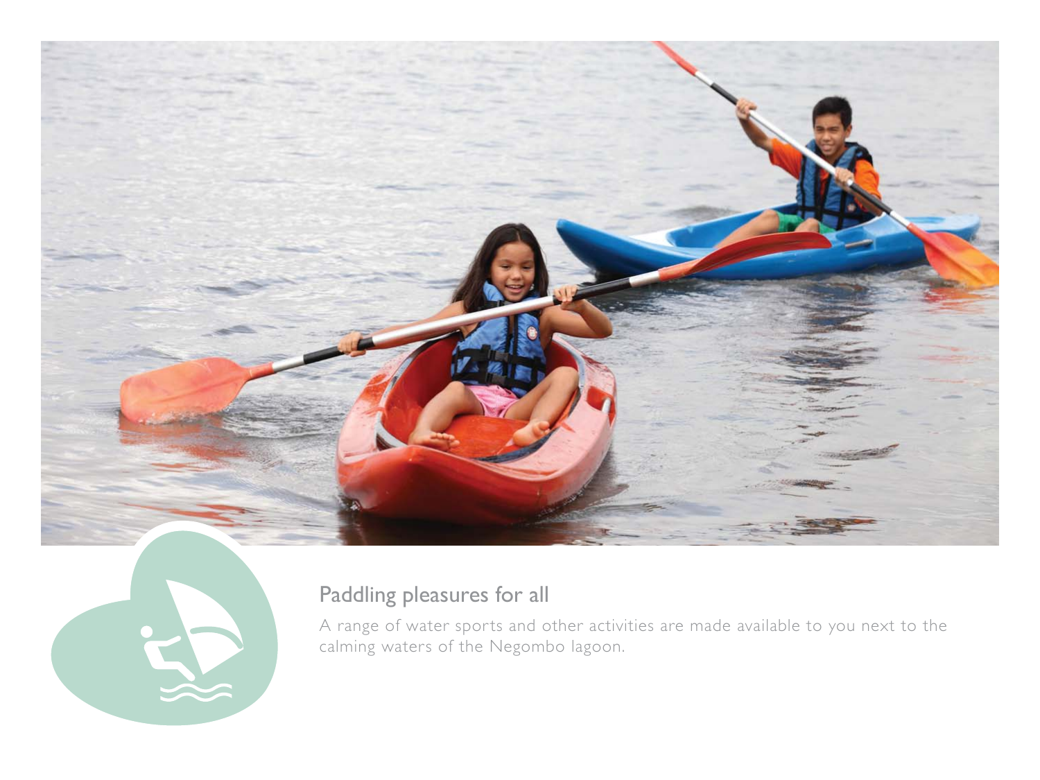## Paddling pleasures for all

A range of water sports and other activities are made available to you next to the calming waters of the Negombo lagoon.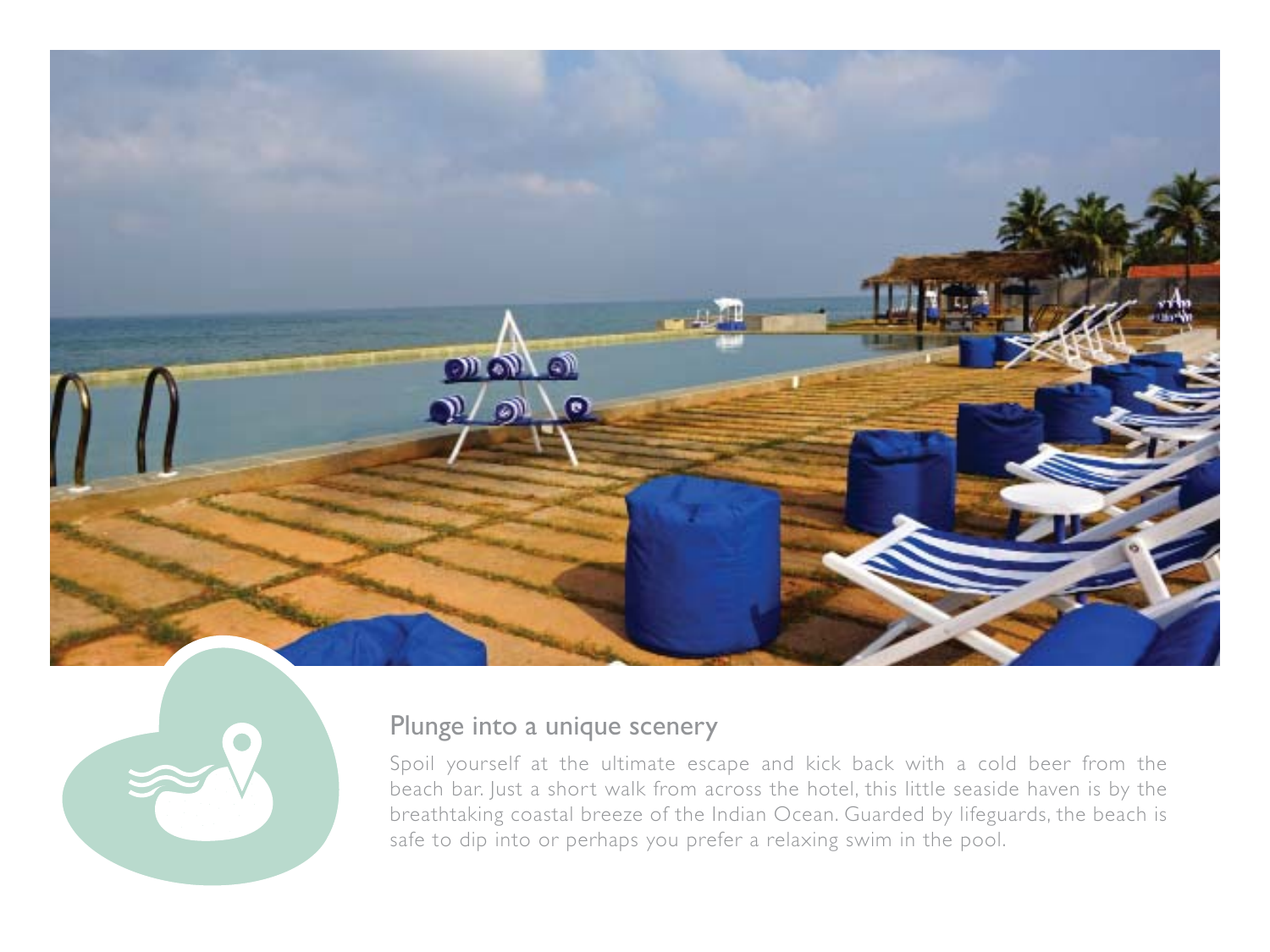## Plunge into a unique scenery

Spoil yourself at the ultimate escape and kick back with a cold beer from the beach bar. Just a short walk from across the hotel, this little seaside haven is by the breathtaking coastal breeze of the Indian Ocean. Guarded by lifeguards, the beach is safe to dip into or perhaps you prefer a relaxing swim in the pool.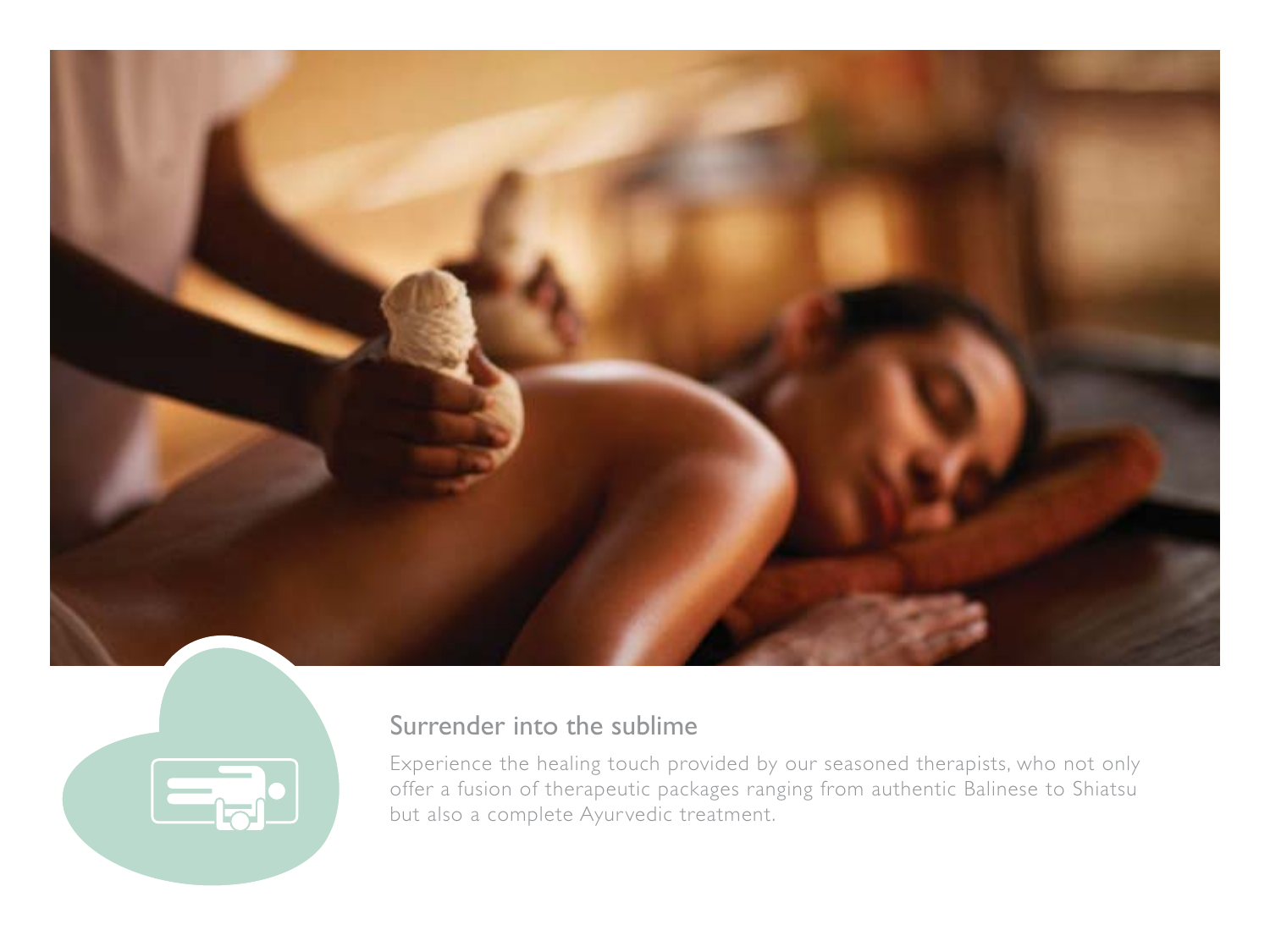## Surrender into the sublime

Experience the healing touch provided by our seasoned therapists, who not only offer a fusion of therapeutic packages ranging from authentic Balinese to Shiatsu but also a complete Ayurvedic treatment.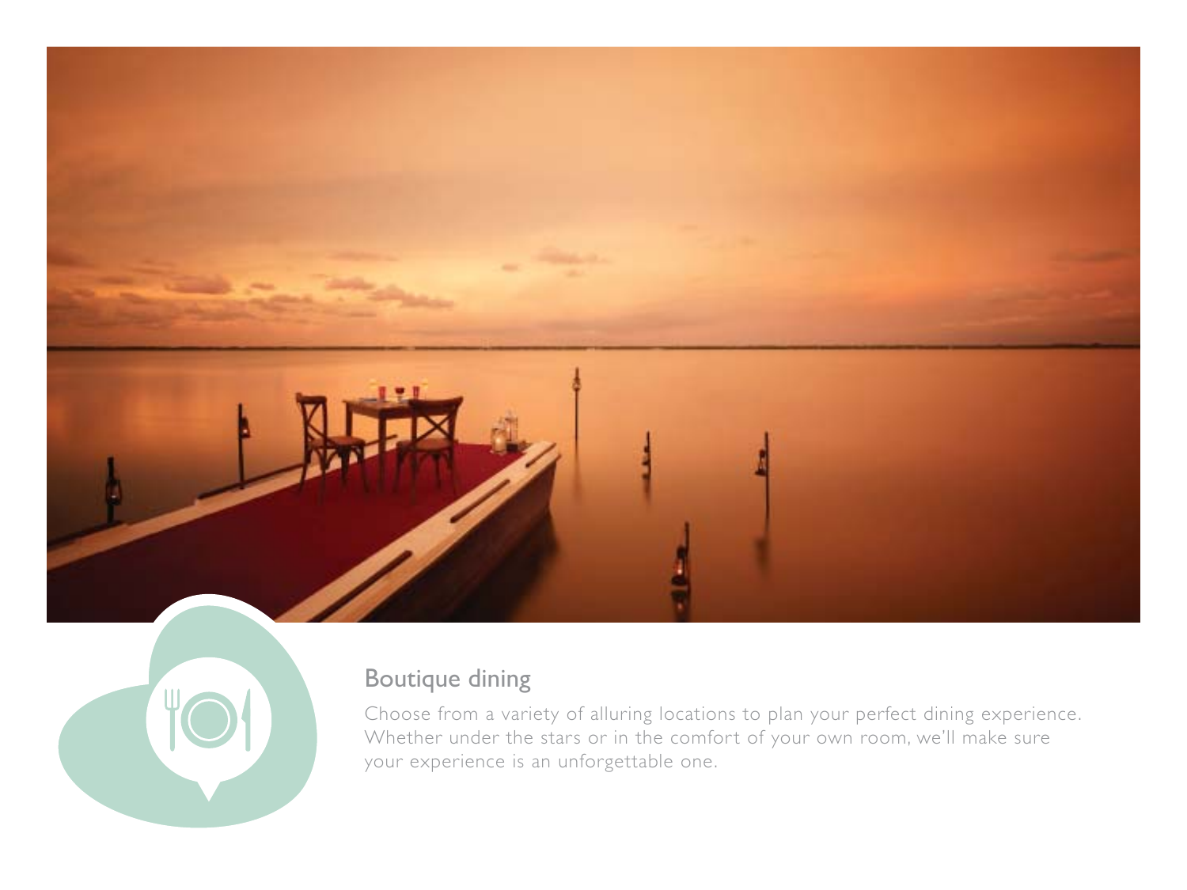## Boutique dining

Choose from a variety of alluring locations to plan your perfect dining experience. Whether under the stars or in the comfort of your own room, we'll make sure your experience is an unforgettable one.